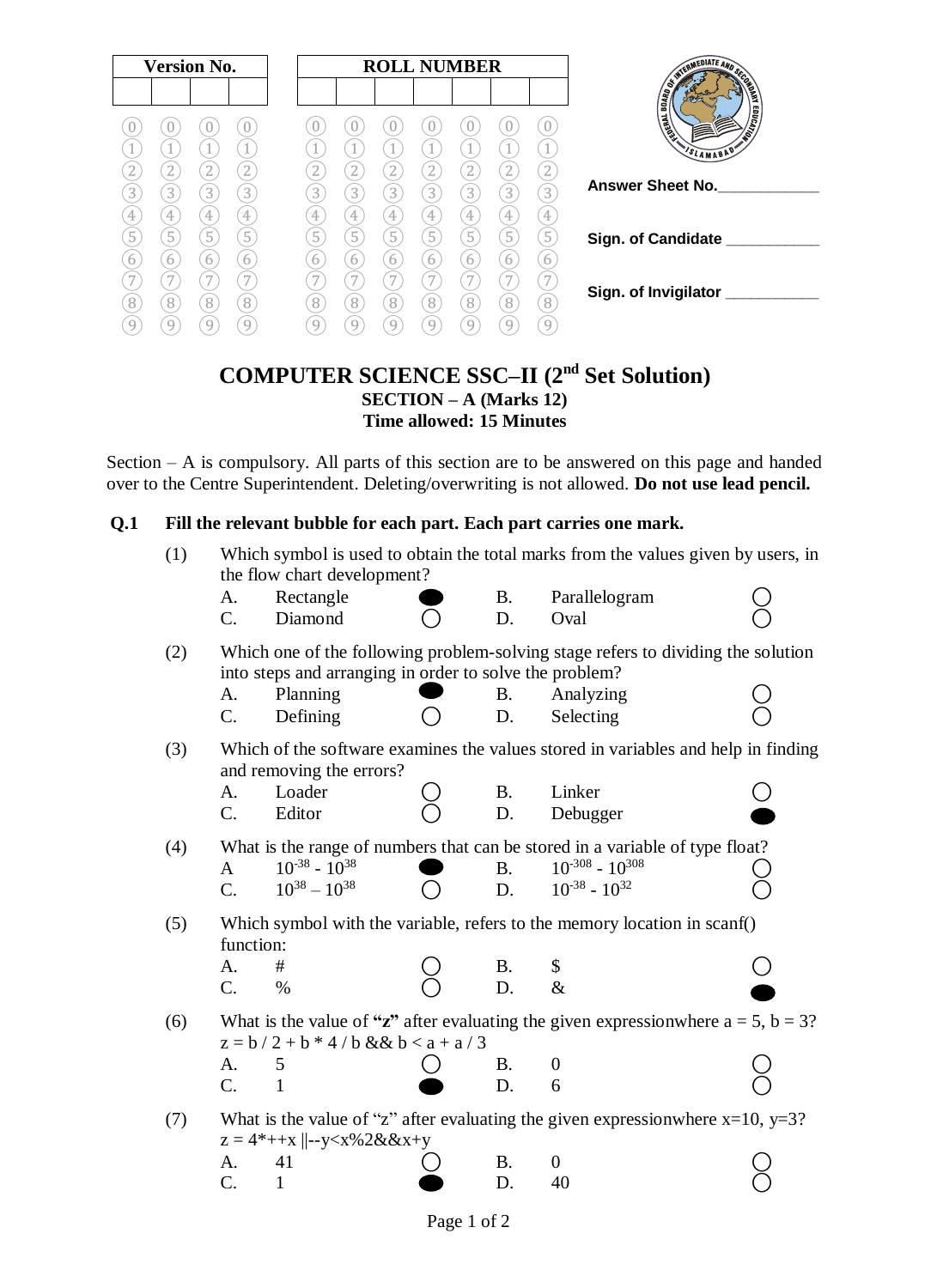| Version No. | | | | ROLL NUMBER | | | | | | |
|---|---|---|---|---|---|---|---|---|---|---|
| | | | | | | | | | | |

Answer Sheet No.____________

Sign. of Candidate ___________

Sign. of Invigilator ___________

# COMPUTER SCIENCE SSC–II (2nd Set Solution)

## SECTION – A (Marks 12)

**Time allowed: 15 Minutes**

Section – A is compulsory. All parts of this section are to be answered on this page and handed over to the Centre Superintendent. Deleting/overwriting is not allowed. **Do not use lead pencil.**

**Q.1 Fill the relevant bubble for each part. Each part carries one mark.**

(1) Which symbol is used to obtain the total marks from the values given by users, in the flow chart development?

- A. Rectangle ● 
- B. Parallelogram ○
- C. Diamond ○
- D. Oval ○

(2) Which one of the following problem-solving stage refers to dividing the solution into steps and arranging in order to solve the problem?

- A. Planning ●
- B. Analyzing ○
- C. Defining ○
- D. Selecting ○

(3) Which of the software examines the values stored in variables and help in finding and removing the errors?

- A. Loader ○
- B. Linker ○
- C. Editor ○
- D. Debugger ●

(4) What is the range of numbers that can be stored in a variable of type float?

- A $10^{-38}$ - $10^{38}$ ●
- B. $10^{-308}$ - $10^{308}$ ○
- C. $10^{38}$ – $10^{38}$ ○
- D. $10^{-38}$ - $10^{32}$ ○

(5) Which symbol with the variable, refers to the memory location in scanf() function:

- A. # ○
- B. $ ○
- C. % ○
- D. & ●

(6) What is the value of **"z"** after evaluating the given expressionwhere a = 5, b = 3?
z = b / 2 + b * 4 / b && b < a + a / 3

- A. 5 ○
- B. 0 ○
- C. 1 ●
- D. 6 ○

(7) What is the value of "z" after evaluating the given expressionwhere x=10, y=3?
z = 4*++x ||--y<x%2&&x+y

- A. 41 ○
- B. 0 ○
- C. 1 ●
- D. 40 ○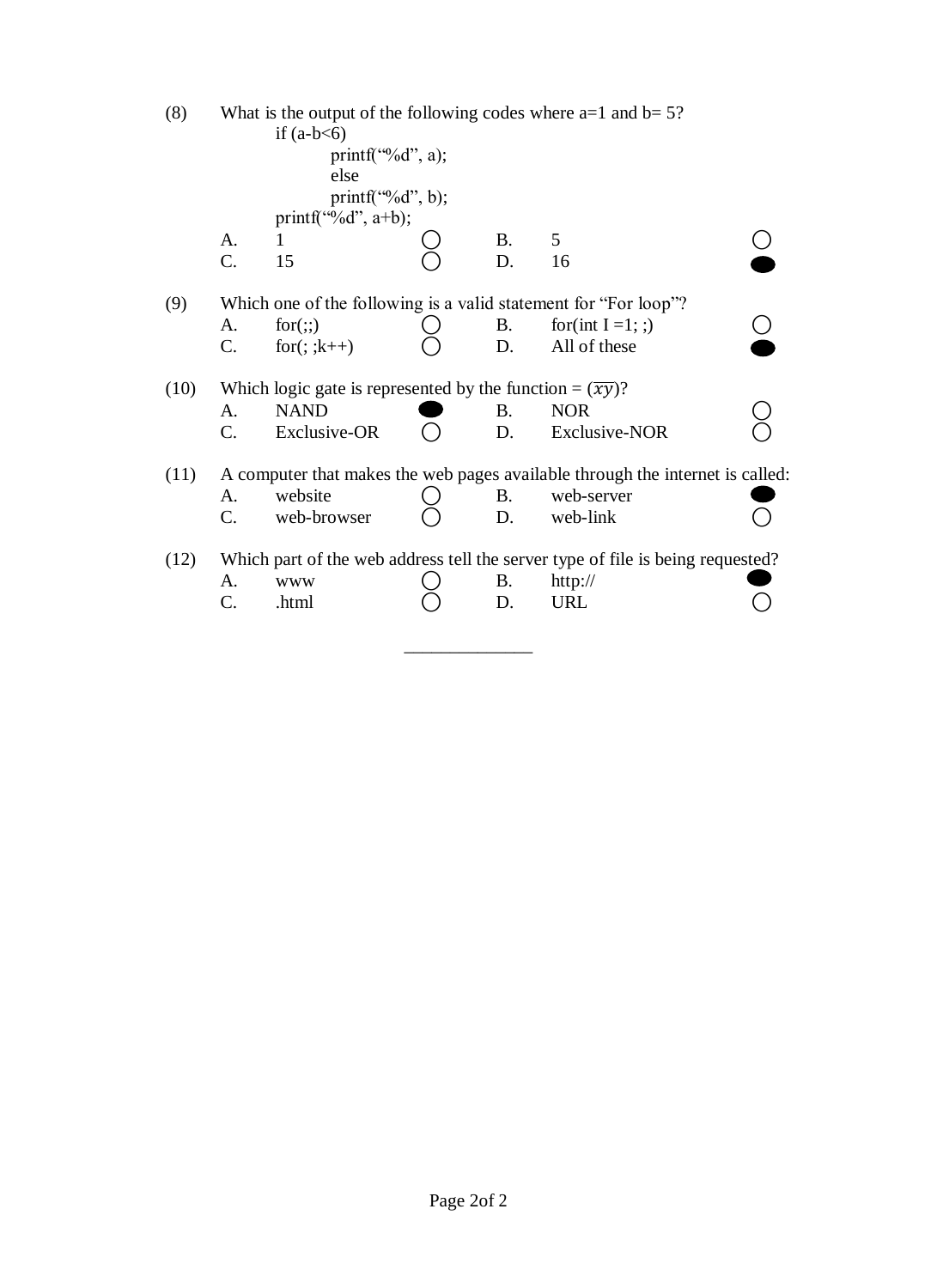(8) What is the output of the following codes where a=1 and b= 5?

```
if (a-b<6)
        printf("%d", a);
        else
        printf("%d", b);
printf("%d", a+b);
```

| | | | | | |
|---|---|---|---|---|---|
| A. | 1 | ○ | B. | 5 | ○ |
| C. | 15 | ○ | D. | 16 | ● |

(9) Which one of the following is a valid statement for "For loop"?

| | | | | | |
|---|---|---|---|---|---|
| A. | for(;;) | ○ | B. | for(int I =1; ;) | ○ |
| C. | for(; ;k++) | ○ | D. | All of these | ● |

(10) Which logic gate is represented by the function = $(\overline{xy})$?

| | | | | | |
|---|---|---|---|---|---|
| A. | NAND | ● | B. | NOR | ○ |
| C. | Exclusive-OR | ○ | D. | Exclusive-NOR | ○ |

(11) A computer that makes the web pages available through the internet is called:

| | | | | | |
|---|---|---|---|---|---|
| A. | website | ○ | B. | web-server | ● |
| C. | web-browser | ○ | D. | web-link | ○ |

(12) Which part of the web address tell the server type of file is being requested?

| | | | | | |
|---|---|---|---|---|---|
| A. | www | ○ | B. | http:// | ● |
| C. | .html | ○ | D. | URL | ○ |

______________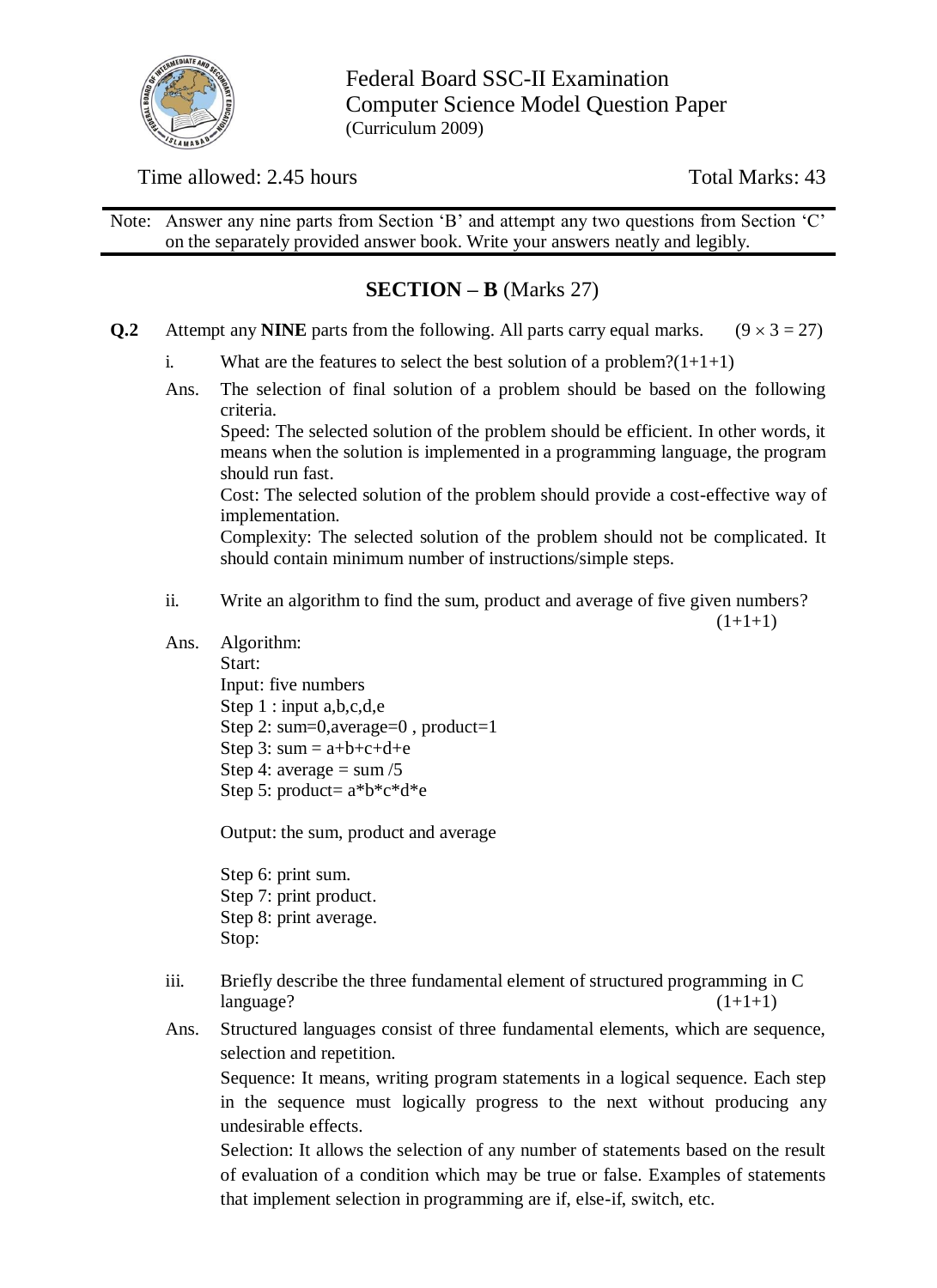Federal Board SSC-II Examination
Computer Science Model Question Paper
(Curriculum 2009)

Time allowed: 2.45 hours | Total Marks: 43

Note: Answer any nine parts from Section 'B' and attempt any two questions from Section 'C' on the separately provided answer book. Write your answers neatly and legibly.

## SECTION – B (Marks 27)

**Q.2** Attempt any **NINE** parts from the following. All parts carry equal marks. ($9 \times 3 = 27$)

i. What are the features to select the best solution of a problem?(1+1+1)

Ans. The selection of final solution of a problem should be based on the following criteria.
Speed: The selected solution of the problem should be efficient. In other words, it means when the solution is implemented in a programming language, the program should run fast.
Cost: The selected solution of the problem should provide a cost-effective way of implementation.
Complexity: The selected solution of the problem should not be complicated. It should contain minimum number of instructions/simple steps.

ii. Write an algorithm to find the sum, product and average of five given numbers? (1+1+1)

Ans. Algorithm:
Start:
Input: five numbers
Step 1 : input a,b,c,d,e
Step 2: sum=0,average=0 , product=1
Step 3: sum = a+b+c+d+e
Step 4: average = sum /5
Step 5: product= a*b*c*d*e

Output: the sum, product and average

Step 6: print sum.
Step 7: print product.
Step 8: print average.
Stop:

iii. Briefly describe the three fundamental element of structured programming in C language? (1+1+1)

Ans. Structured languages consist of three fundamental elements, which are sequence, selection and repetition.
Sequence: It means, writing program statements in a logical sequence. Each step in the sequence must logically progress to the next without producing any undesirable effects.
Selection: It allows the selection of any number of statements based on the result of evaluation of a condition which may be true or false. Examples of statements that implement selection in programming are if, else-if, switch, etc.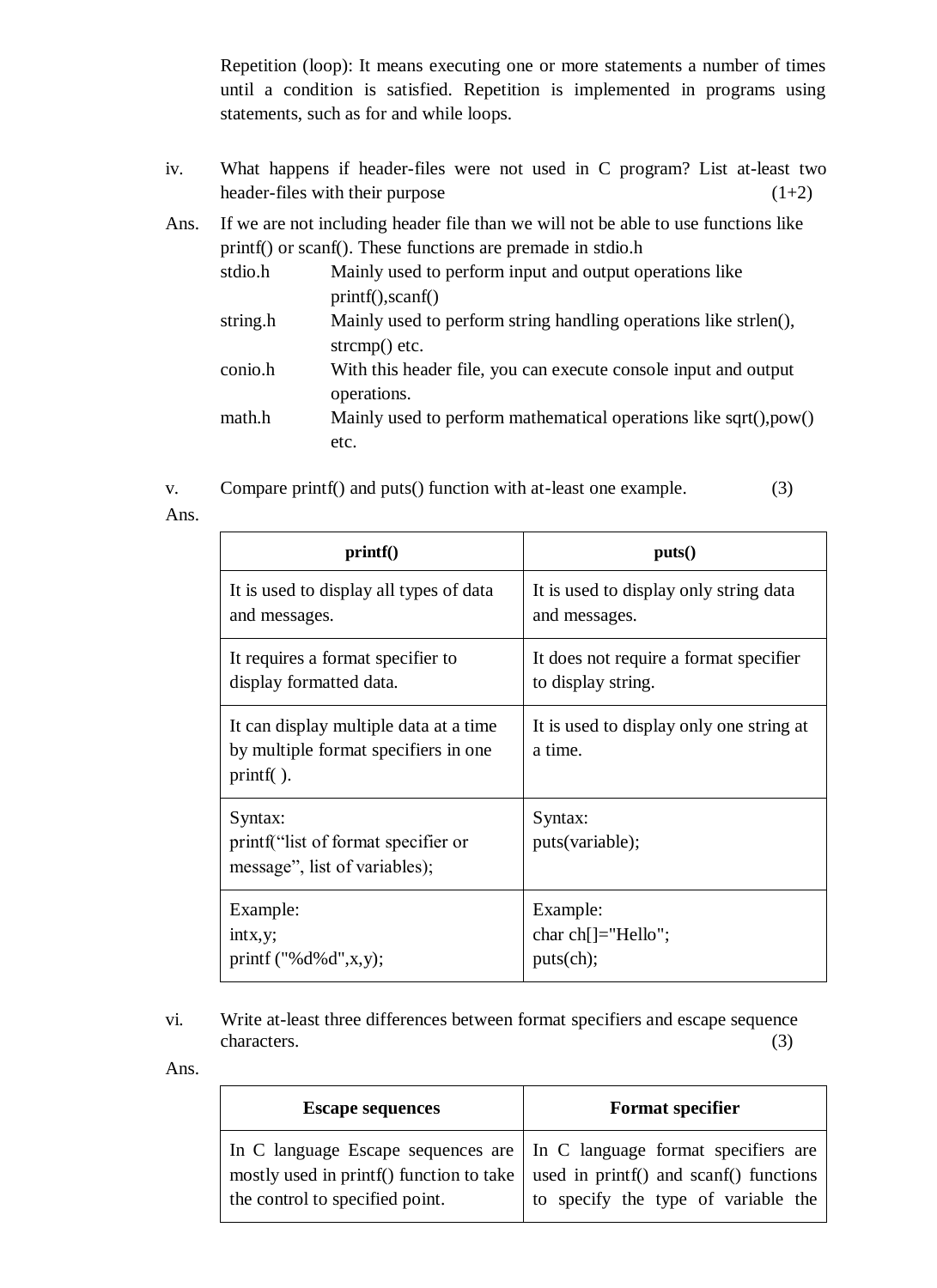Repetition (loop): It means executing one or more statements a number of times until a condition is satisfied. Repetition is implemented in programs using statements, such as for and while loops.

iv. What happens if header-files were not used in C program? List at-least two header-files with their purpose (1+2)

Ans. If we are not including header file than we will not be able to use functions like printf() or scanf(). These functions are premade in stdio.h

| | |
|---|---|
| stdio.h | Mainly used to perform input and output operations like printf(),scanf() |
| string.h | Mainly used to perform string handling operations like strlen(), strcmp() etc. |
| conio.h | With this header file, you can execute console input and output operations. |
| math.h | Mainly used to perform mathematical operations like sqrt(),pow() etc. |

v. Compare printf() and puts() function with at-least one example. (3)

Ans.

| **printf()** | **puts()** |
|---|---|
| It is used to display all types of data and messages. | It is used to display only string data and messages. |
| It requires a format specifier to display formatted data. | It does not require a format specifier to display string. |
| It can display multiple data at a time by multiple format specifiers in one printf( ). | It is used to display only one string at a time. |
| Syntax:<br>printf("list of format specifier or message", list of variables); | Syntax:<br>puts(variable); |
| Example:<br>intx,y;<br>printf ("%d%d",x,y); | Example:<br>char ch[]="Hello";<br>puts(ch); |

vi. Write at-least three differences between format specifiers and escape sequence characters. (3)

Ans.

| **Escape sequences** | **Format specifier** |
|---|---|
| In C language Escape sequences are mostly used in printf() function to take the control to specified point. | In C language format specifiers are used in printf() and scanf() functions to specify the type of variable the |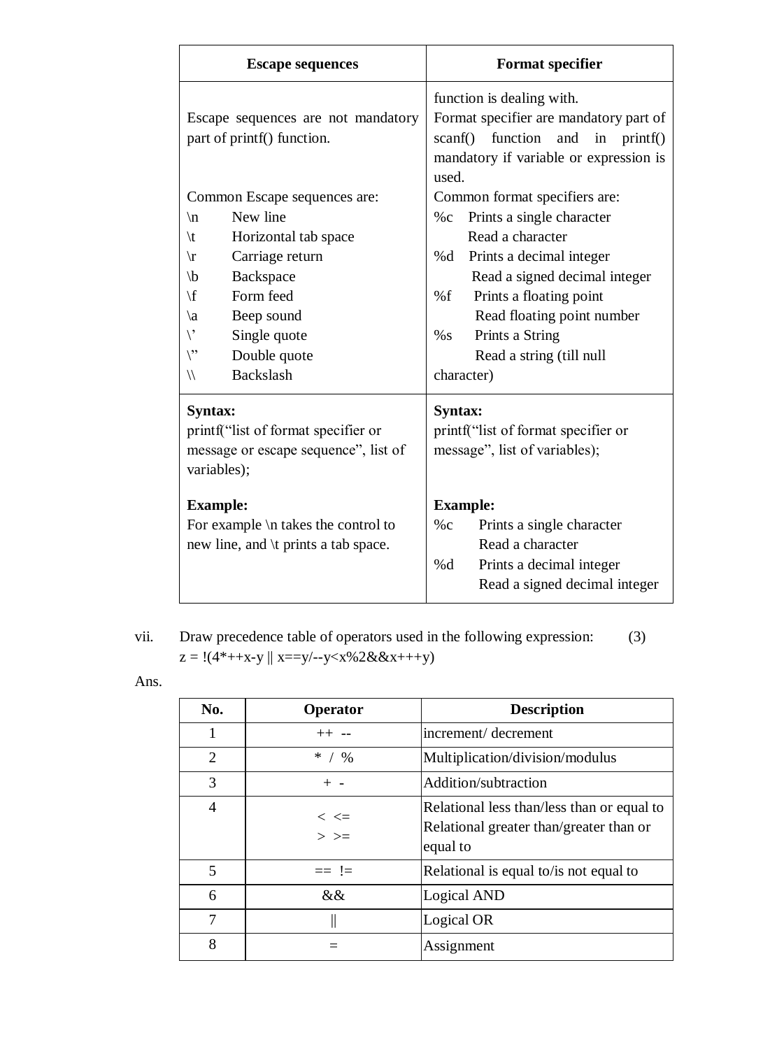| Escape sequences | Format specifier |
|---|---|
| Escape sequences are not mandatory part of printf() function.<br><br>Common Escape sequences are:<br>\n New line<br>\t Horizontal tab space<br>\r Carriage return<br>\b Backspace<br>\f Form feed<br>\a Beep sound<br>\’ Single quote<br>\” Double quote<br>\\ Backslash | function is dealing with.<br>Format specifier are mandatory part of scanf() function and in printf() mandatory if variable or expression is used.<br>Common format specifiers are:<br>%c Prints a single character<br>Read a character<br>%d Prints a decimal integer<br>Read a signed decimal integer<br>%f Prints a floating point<br>Read floating point number<br>%s Prints a String<br>Read a string (till null character) |
| **Syntax:**<br>printf(“list of format specifier or message or escape sequence”, list of variables);<br><br>**Example:**<br>For example \n takes the control to new line, and \t prints a tab space. | **Syntax:**<br>printf(“list of format specifier or message”, list of variables);<br><br>**Example:**<br>%c Prints a single character<br>Read a character<br>%d Prints a decimal integer<br>Read a signed decimal integer |

vii. Draw precedence table of operators used in the following expression: (3)
z = !(4*++x-y || x==y/--y<x%2&&x+++y)

Ans.

| No. | Operator | Description |
|---|---|---|
| 1 | ++ -- | increment/ decrement |
| 2 | * / % | Multiplication/division/modulus |
| 3 | + - | Addition/subtraction |
| 4 | < <=<br>> >= | Relational less than/less than or equal to<br>Relational greater than/greater than or equal to |
| 5 | == != | Relational is equal to/is not equal to |
| 6 | && | Logical AND |
| 7 | \|\| | Logical OR |
| 8 | = | Assignment |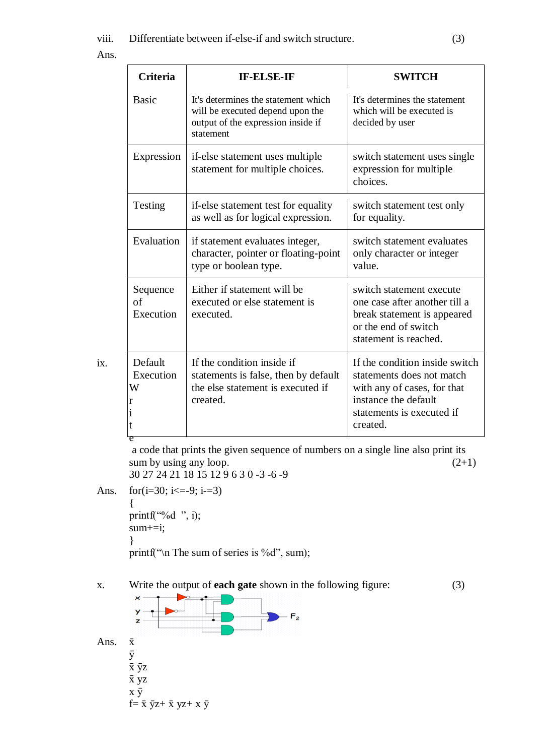viii. Differentiate between if-else-if and switch structure. (3)

Ans.

| Criteria | IF-ELSE-IF | SWITCH |
| --- | --- | --- |
| Basic | It's determines the statement which will be executed depend upon the output of the expression inside if statement | It's determines the statement which will be executed is decided by user |
| Expression | if-else statement uses multiple statement for multiple choices. | switch statement uses single expression for multiple choices. |
| Testing | if-else statement test for equality as well as for logical expression. | switch statement test only for equality. |
| Evaluation | if statement evaluates integer, character, pointer or floating-point type or boolean type. | switch statement evaluates only character or integer value. |
| Sequence of Execution | Either if statement will be executed or else statement is executed. | switch statement execute one case after another till a break statement is appeared or the end of switch statement is reached. |
| Default Execution | If the condition inside if statements is false, then by default the else statement is executed if created. | If the condition inside switch statements does not match with any of cases, for that instance the default statements is executed if created. |

ix. Write a code that prints the given sequence of numbers on a single line also print its sum by using any loop. (2+1)

30 27 24 21 18 15 12 9 6 3 0 -3 -6 -9

Ans.

```
for(i=30; i<=-9; i-=3)
{
printf("%d  ", i);
sum+=i;
}
printf("\n The sum of series is %d", sum);
```

x. Write the output of **each gate** shown in the following figure: (3)

Ans.

$\bar{x}$

$\bar{y}$

$\bar{x}\,\bar{y}z$

$\bar{x}\,yz$

$x\,\bar{y}$

$f = \bar{x}\,\bar{y}z + \bar{x}\,yz + x\,\bar{y}$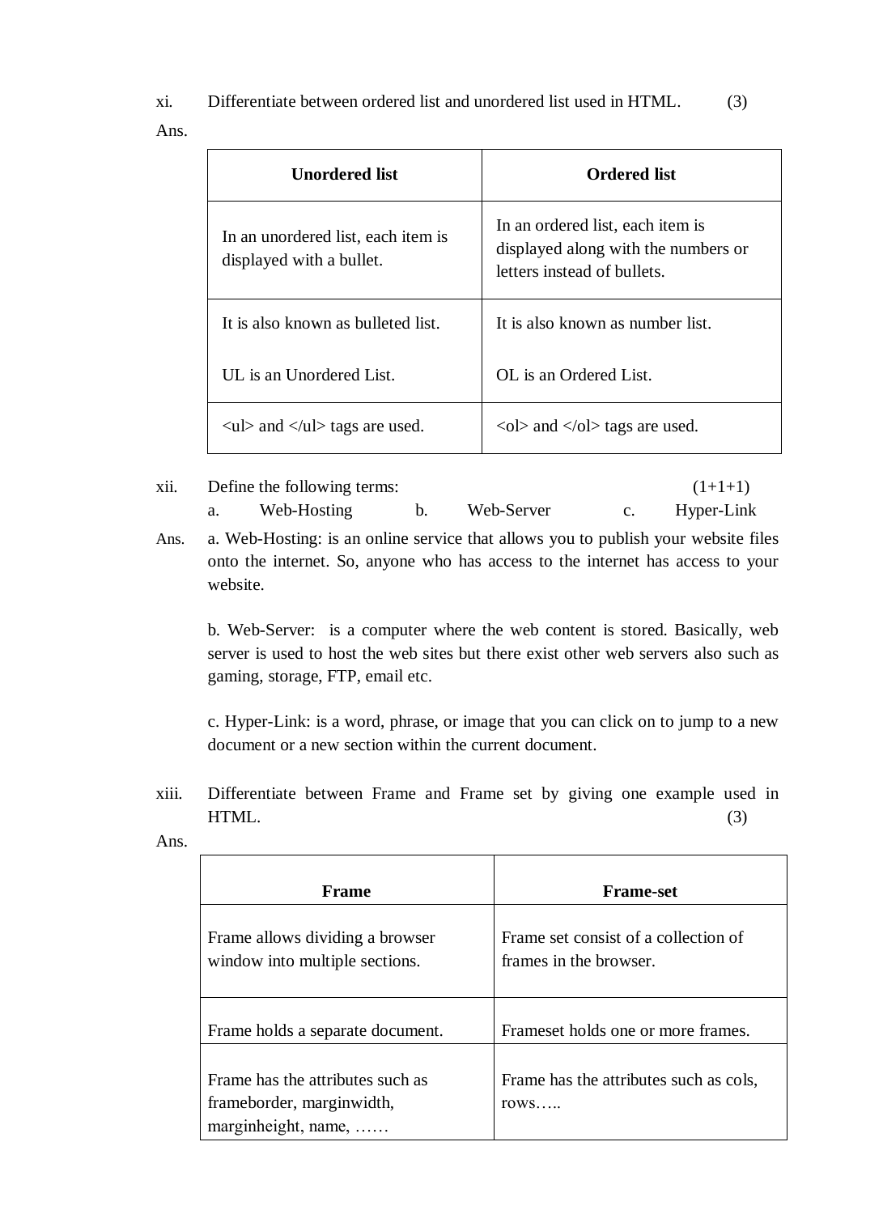xi. Differentiate between ordered list and unordered list used in HTML. (3)

Ans.

| Unordered list | Ordered list |
| --- | --- |
| In an unordered list, each item is displayed with a bullet. | In an ordered list, each item is displayed along with the numbers or letters instead of bullets. |
| It is also known as bulleted list.<br><br>UL is an Unordered List. | It is also known as number list.<br><br>OL is an Ordered List. |
| <ul> and </ul> tags are used. | <ol> and </ol> tags are used. |

xii. Define the following terms: (1+1+1)

a. Web-Hosting b. Web-Server c. Hyper-Link

Ans. a. Web-Hosting: is an online service that allows you to publish your website files onto the internet. So, anyone who has access to the internet has access to your website.

b. Web-Server: is a computer where the web content is stored. Basically, web server is used to host the web sites but there exist other web servers also such as gaming, storage, FTP, email etc.

c. Hyper-Link: is a word, phrase, or image that you can click on to jump to a new document or a new section within the current document.

xiii. Differentiate between Frame and Frame set by giving one example used in HTML. (3)

Ans.

| Frame | Frame-set |
| --- | --- |
| Frame allows dividing a browser window into multiple sections. | Frame set consist of a collection of frames in the browser. |
| Frame holds a separate document. | Frameset holds one or more frames. |
| Frame has the attributes such as frameborder, marginwidth, marginheight, name, …… | Frame has the attributes such as cols, rows….. |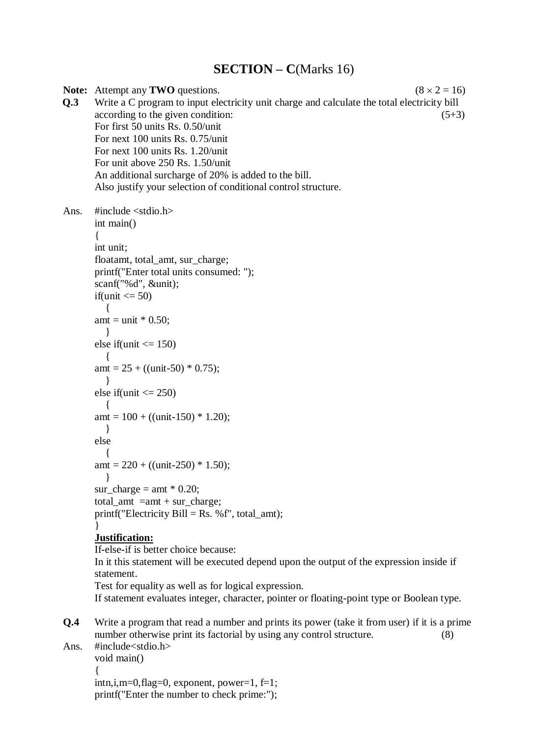## SECTION – C(Marks 16)

**Note:** Attempt any **TWO** questions. (8 × 2 = 16)

**Q.3** Write a C program to input electricity unit charge and calculate the total electricity bill according to the given condition: (5+3)

For first 50 units Rs. 0.50/unit
For next 100 units Rs. 0.75/unit
For next 100 units Rs. 1.20/unit
For unit above 250 Rs. 1.50/unit
An additional surcharge of 20% is added to the bill.
Also justify your selection of conditional control structure.

Ans.

```
#include <stdio.h>
int main()
{
int unit;
floatamt, total_amt, sur_charge;
printf("Enter total units consumed: ");
scanf("%d", &unit);
if(unit <= 50)
   {
amt = unit * 0.50;
   }
else if(unit <= 150)
   {
amt = 25 + ((unit-50) * 0.75);
   }
else if(unit <= 250)
   {
amt = 100 + ((unit-150) * 1.20);
   }
else
   {
amt = 220 + ((unit-250) * 1.50);
   }
sur_charge = amt * 0.20;
total_amt  =amt + sur_charge;
printf("Electricity Bill = Rs. %f", total_amt);
}
```

**Justification:**

If-else-if is better choice because:
In it this statement will be executed depend upon the output of the expression inside if statement.
Test for equality as well as for logical expression.
If statement evaluates integer, character, pointer or floating-point type or Boolean type.

**Q.4** Write a program that read a number and prints its power (take it from user) if it is a prime number otherwise print its factorial by using any control structure. (8)

Ans.

```
#include<stdio.h>
void main()
{
intn,i,m=0,flag=0, exponent, power=1, f=1;
printf("Enter the number to check prime:");
```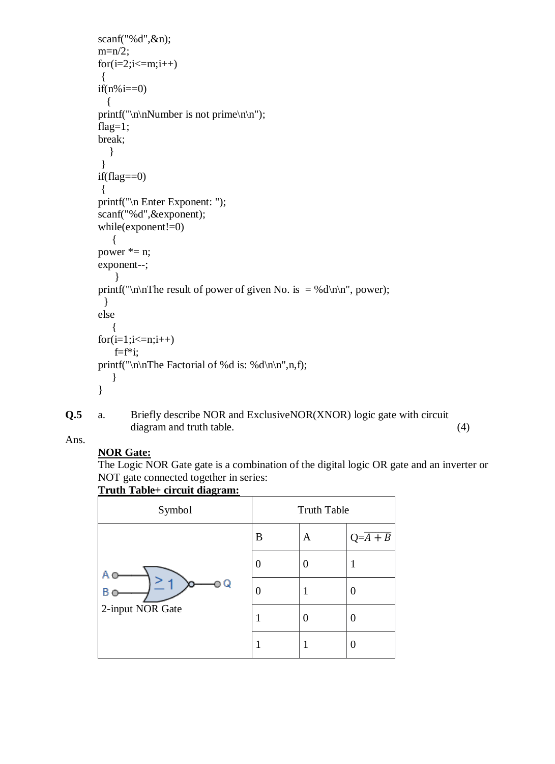```
scanf("%d",&n);
m=n/2;
for(i=2;i<=m;i++)
 {
if(n%i==0)
   {
printf("\n\nNumber is not prime\n\n");
flag=1;
break;
    }
 }
if(flag==0)
 {
printf("\n Enter Exponent: ");
scanf("%d",&exponent);
while(exponent!=0)
    {
power *= n;
exponent--;
     }
printf("\n\nThe result of power of given No. is  = %d\n\n", power);
  }
else
    {
for(i=1;i<=n;i++)
     f=f*i;
printf("\n\nThe Factorial of %d is: %d\n\n",n,f);
    }
}
```

**Q.5** a. Briefly describe NOR and ExclusiveNOR(XNOR) logic gate with circuit diagram and truth table. (4)

Ans.

**NOR Gate:**

The Logic NOR Gate gate is a combination of the digital logic OR gate and an inverter or NOT gate connected together in series:

**Truth Table+ circuit diagram:**

| Symbol | Truth Table | | |
|---|---|---|---|
| | B | A | Q=$\overline{A+B}$ |
| 2-input NOR Gate | 0 | 0 | 1 |
| | 0 | 1 | 0 |
| | 1 | 0 | 0 |
| | 1 | 1 | 0 |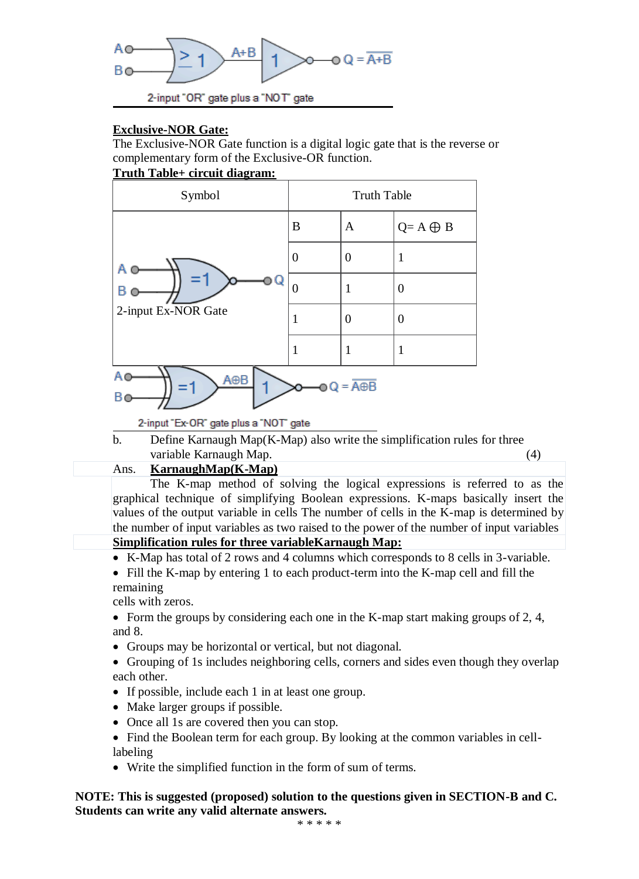A+B

Q = $\overline{A+B}$

2-input "OR" gate plus a "NOT" gate

**Exclusive-NOR Gate:**

The Exclusive-NOR Gate function is a digital logic gate that is the reverse or complementary form of the Exclusive-OR function.

**Truth Table+ circuit diagram:**

| Symbol | Truth Table | | |
|---|---|---|---|
| 2-input Ex-NOR Gate | B | A | Q= A ⊕ B |
| | 0 | 0 | 1 |
| | 0 | 1 | 0 |
| | 1 | 0 | 0 |
| | 1 | 1 | 1 |

A⊕B

Q = $\overline{A \oplus B}$

2-input "Ex-OR" gate plus a "NOT" gate

b. Define Karnaugh Map(K-Map) also write the simplification rules for three variable Karnaugh Map. (4)

Ans. **KarnaughMap(K-Map)**

The K-map method of solving the logical expressions is referred to as the graphical technique of simplifying Boolean expressions. K-maps basically insert the values of the output variable in cells The number of cells in the K-map is determined by the number of input variables as two raised to the power of the number of input variables

**Simplification rules for three variableKarnaugh Map:**

- K-Map has total of 2 rows and 4 columns which corresponds to 8 cells in 3-variable.
- Fill the K-map by entering 1 to each product-term into the K-map cell and fill the remaining cells with zeros.
- Form the groups by considering each one in the K-map start making groups of 2, 4, and 8.
- Groups may be horizontal or vertical, but not diagonal.
- Grouping of 1s includes neighboring cells, corners and sides even though they overlap each other.
- If possible, include each 1 in at least one group.
- Make larger groups if possible.
- Once all 1s are covered then you can stop.
- Find the Boolean term for each group. By looking at the common variables in cell-labeling
- Write the simplified function in the form of sum of terms.

**NOTE: This is suggested (proposed) solution to the questions given in SECTION-B and C. Students can write any valid alternate answers.**

\* \* \* \* \*